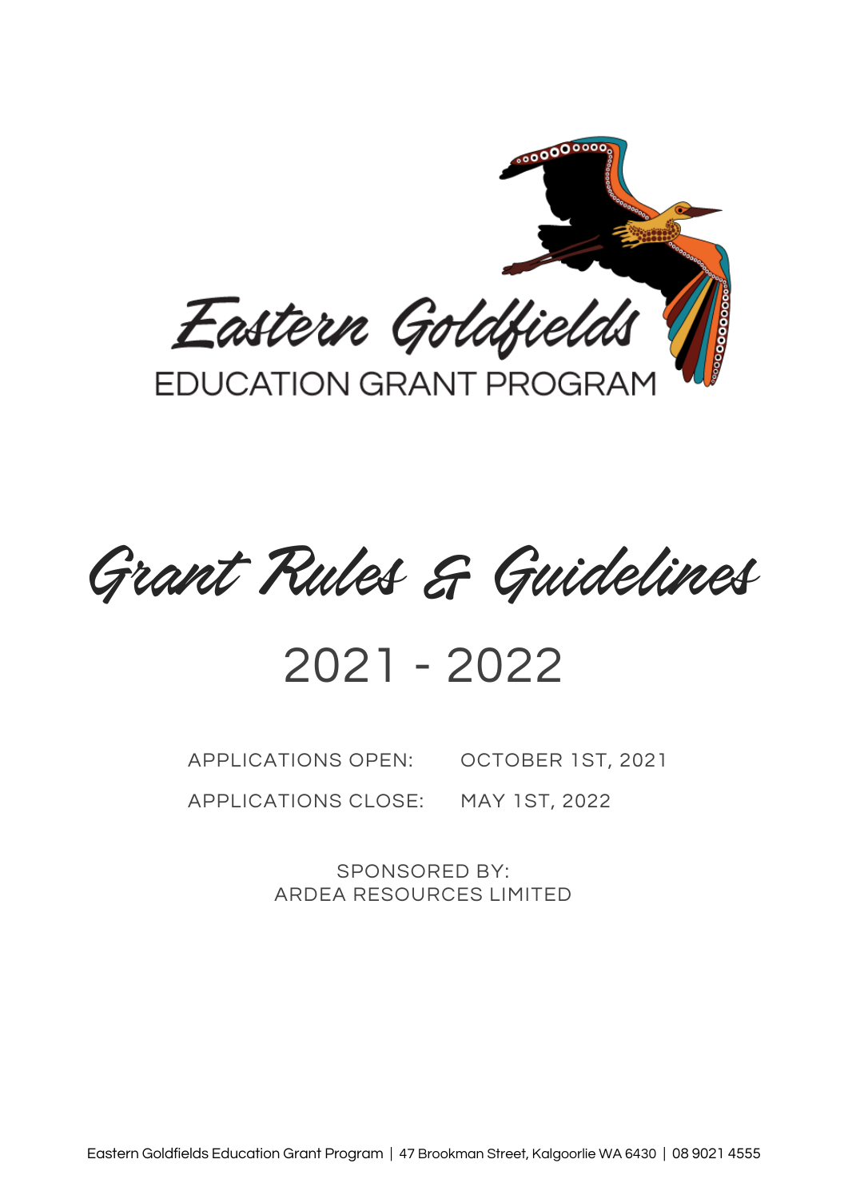# Eastern Goldfields

## EDUCATION GRANT PROGRAM

# Grant Rules & Guidelines

## 2021 - 2022

APPLICATIONS OPEN: OCTOBER 1ST, 2021

APPLICATIONS CLOSE: MAY 1ST, 2022

SPONSORED BY:
ARDEA RESOURCES LIMITED

Eastern Goldfields Education Grant Program | 47 Brookman Street, Kalgoorlie WA 6430 | 08 9021 4555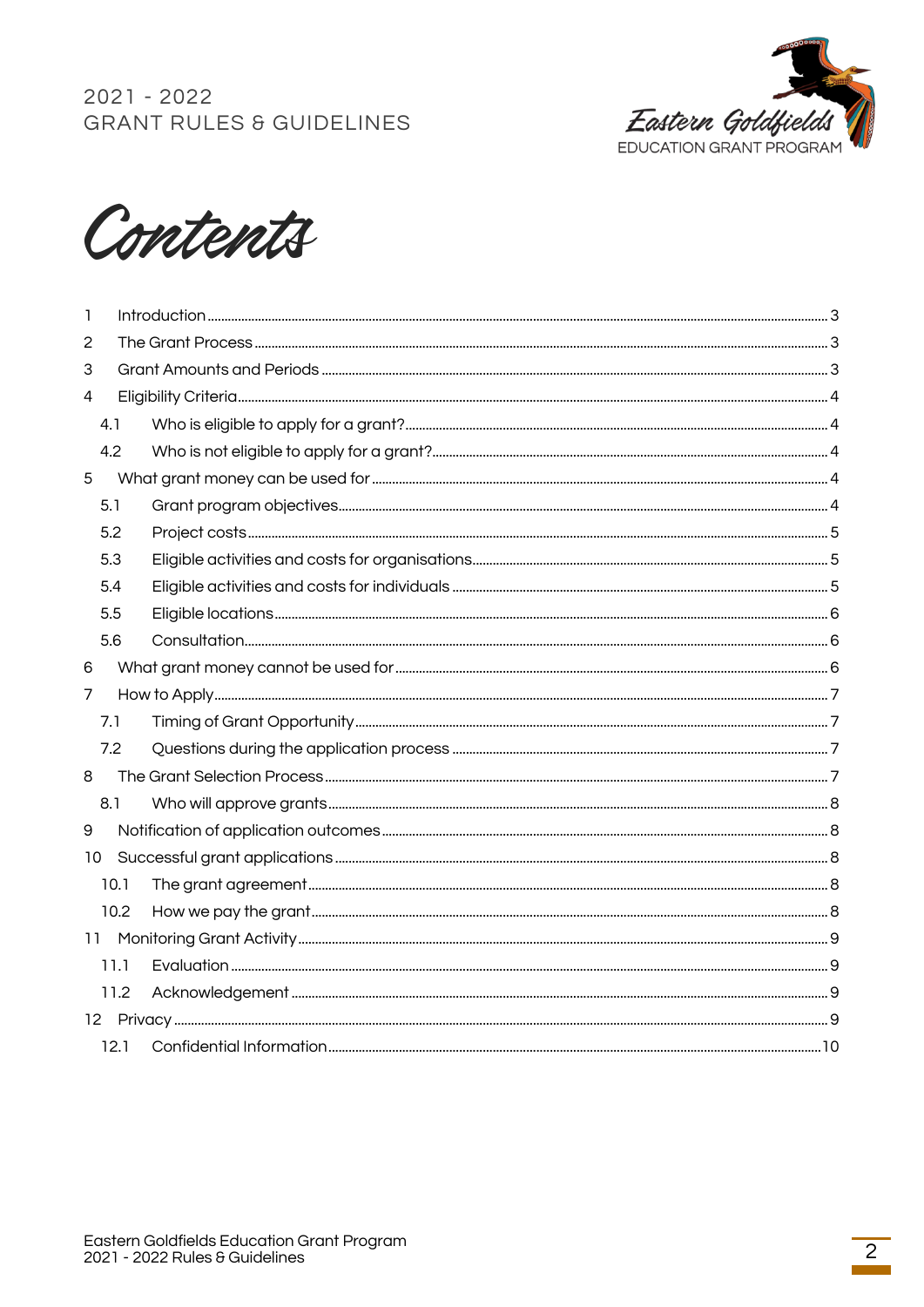# Contents

1 Introduction ..... 3
2 The Grant Process ..... 3
3 Grant Amounts and Periods ..... 3
4 Eligibility Criteria ..... 4
  4.1 Who is eligible to apply for a grant? ..... 4
  4.2 Who is not eligible to apply for a grant? ..... 4
5 What grant money can be used for ..... 4
  5.1 Grant program objectives ..... 4
  5.2 Project costs ..... 5
  5.3 Eligible activities and costs for organisations ..... 5
  5.4 Eligible activities and costs for individuals ..... 5
  5.5 Eligible locations ..... 6
  5.6 Consultation ..... 6
6 What grant money cannot be used for ..... 6
7 How to Apply ..... 7
  7.1 Timing of Grant Opportunity ..... 7
  7.2 Questions during the application process ..... 7
8 The Grant Selection Process ..... 7
  8.1 Who will approve grants ..... 8
9 Notification of application outcomes ..... 8
10 Successful grant applications ..... 8
  10.1 The grant agreement ..... 8
  10.2 How we pay the grant ..... 8
11 Monitoring Grant Activity ..... 9
  11.1 Evaluation ..... 9
  11.2 Acknowledgement ..... 9
12 Privacy ..... 9
  12.1 Confidential Information ..... 10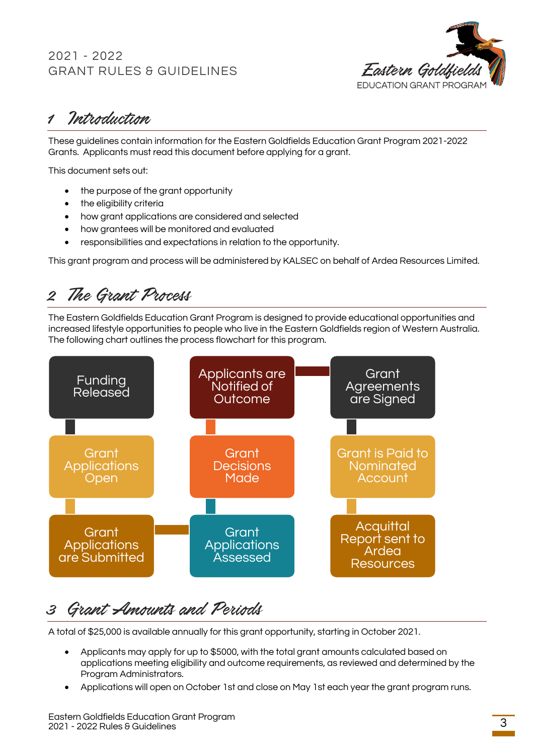## 1 Introduction

These guidelines contain information for the Eastern Goldfields Education Grant Program 2021-2022 Grants. Applicants must read this document before applying for a grant.

This document sets out:

- the purpose of the grant opportunity
- the eligibility criteria
- how grant applications are considered and selected
- how grantees will be monitored and evaluated
- responsibilities and expectations in relation to the opportunity.

This grant program and process will be administered by KALSEC on behalf of Ardea Resources Limited.

## 2 The Grant Process

The Eastern Goldfields Education Grant Program is designed to provide educational opportunities and increased lifestyle opportunities to people who live in the Eastern Goldfields region of Western Australia. The following chart outlines the process flowchart for this program.

Funding Released → Grant Applications Open → Grant Applications are Submitted → Grant Applications Assessed → Grant Decisions Made → Applicants are Notified of Outcome → Grant Agreements are Signed → Grant is Paid to Nominated Account → Acquittal Report sent to Ardea Resources

## 3 Grant Amounts and Periods

A total of $25,000 is available annually for this grant opportunity, starting in October 2021.

- Applicants may apply for up to $5000, with the total grant amounts calculated based on applications meeting eligibility and outcome requirements, as reviewed and determined by the Program Administrators.
- Applications will open on October 1st and close on May 1st each year the grant program runs.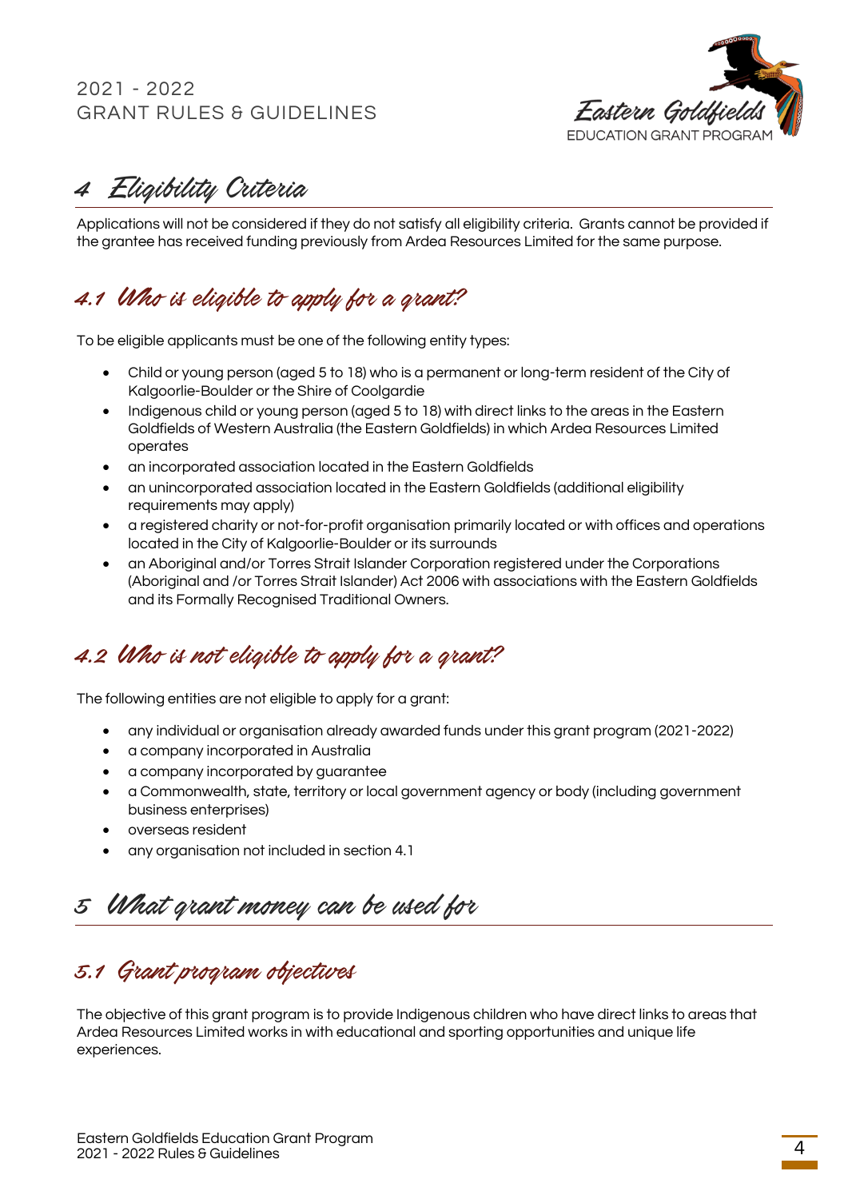# 4 Eligibility Criteria

Applications will not be considered if they do not satisfy all eligibility criteria. Grants cannot be provided if the grantee has received funding previously from Ardea Resources Limited for the same purpose.

## 4.1 Who is eligible to apply for a grant?

To be eligible applicants must be one of the following entity types:

- Child or young person (aged 5 to 18) who is a permanent or long-term resident of the City of Kalgoorlie-Boulder or the Shire of Coolgardie
- Indigenous child or young person (aged 5 to 18) with direct links to the areas in the Eastern Goldfields of Western Australia (the Eastern Goldfields) in which Ardea Resources Limited operates
- an incorporated association located in the Eastern Goldfields
- an unincorporated association located in the Eastern Goldfields (additional eligibility requirements may apply)
- a registered charity or not-for-profit organisation primarily located or with offices and operations located in the City of Kalgoorlie-Boulder or its surrounds
- an Aboriginal and/or Torres Strait Islander Corporation registered under the Corporations (Aboriginal and /or Torres Strait Islander) Act 2006 with associations with the Eastern Goldfields and its Formally Recognised Traditional Owners.

## 4.2 Who is not eligible to apply for a grant?

The following entities are not eligible to apply for a grant:

- any individual or organisation already awarded funds under this grant program (2021-2022)
- a company incorporated in Australia
- a company incorporated by guarantee
- a Commonwealth, state, territory or local government agency or body (including government business enterprises)
- overseas resident
- any organisation not included in section 4.1

# 5 What grant money can be used for

## 5.1 Grant program objectives

The objective of this grant program is to provide Indigenous children who have direct links to areas that Ardea Resources Limited works in with educational and sporting opportunities and unique life experiences.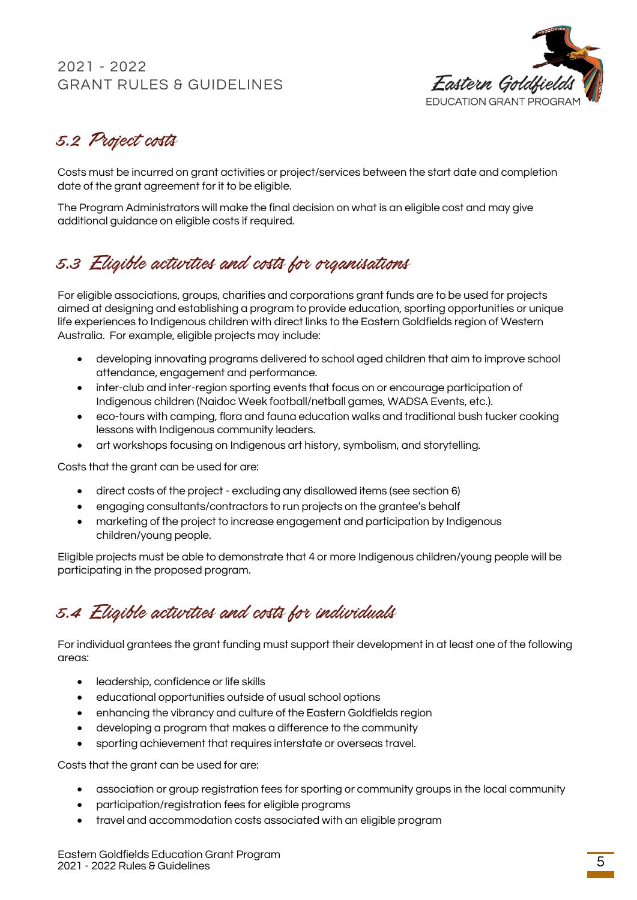## 5.2 Project costs

Costs must be incurred on grant activities or project/services between the start date and completion date of the grant agreement for it to be eligible.

The Program Administrators will make the final decision on what is an eligible cost and may give additional guidance on eligible costs if required.

## 5.3 Eligible activities and costs for organisations

For eligible associations, groups, charities and corporations grant funds are to be used for projects aimed at designing and establishing a program to provide education, sporting opportunities or unique life experiences to Indigenous children with direct links to the Eastern Goldfields region of Western Australia. For example, eligible projects may include:

- developing innovating programs delivered to school aged children that aim to improve school attendance, engagement and performance.
- inter-club and inter-region sporting events that focus on or encourage participation of Indigenous children (Naidoc Week football/netball games, WADSA Events, etc.).
- eco-tours with camping, flora and fauna education walks and traditional bush tucker cooking lessons with Indigenous community leaders.
- art workshops focusing on Indigenous art history, symbolism, and storytelling.

Costs that the grant can be used for are:

- direct costs of the project - excluding any disallowed items (see section 6)
- engaging consultants/contractors to run projects on the grantee's behalf
- marketing of the project to increase engagement and participation by Indigenous children/young people.

Eligible projects must be able to demonstrate that 4 or more Indigenous children/young people will be participating in the proposed program.

## 5.4 Eligible activities and costs for individuals

For individual grantees the grant funding must support their development in at least one of the following areas:

- leadership, confidence or life skills
- educational opportunities outside of usual school options
- enhancing the vibrancy and culture of the Eastern Goldfields region
- developing a program that makes a difference to the community
- sporting achievement that requires interstate or overseas travel.

Costs that the grant can be used for are:

- association or group registration fees for sporting or community groups in the local community
- participation/registration fees for eligible programs
- travel and accommodation costs associated with an eligible program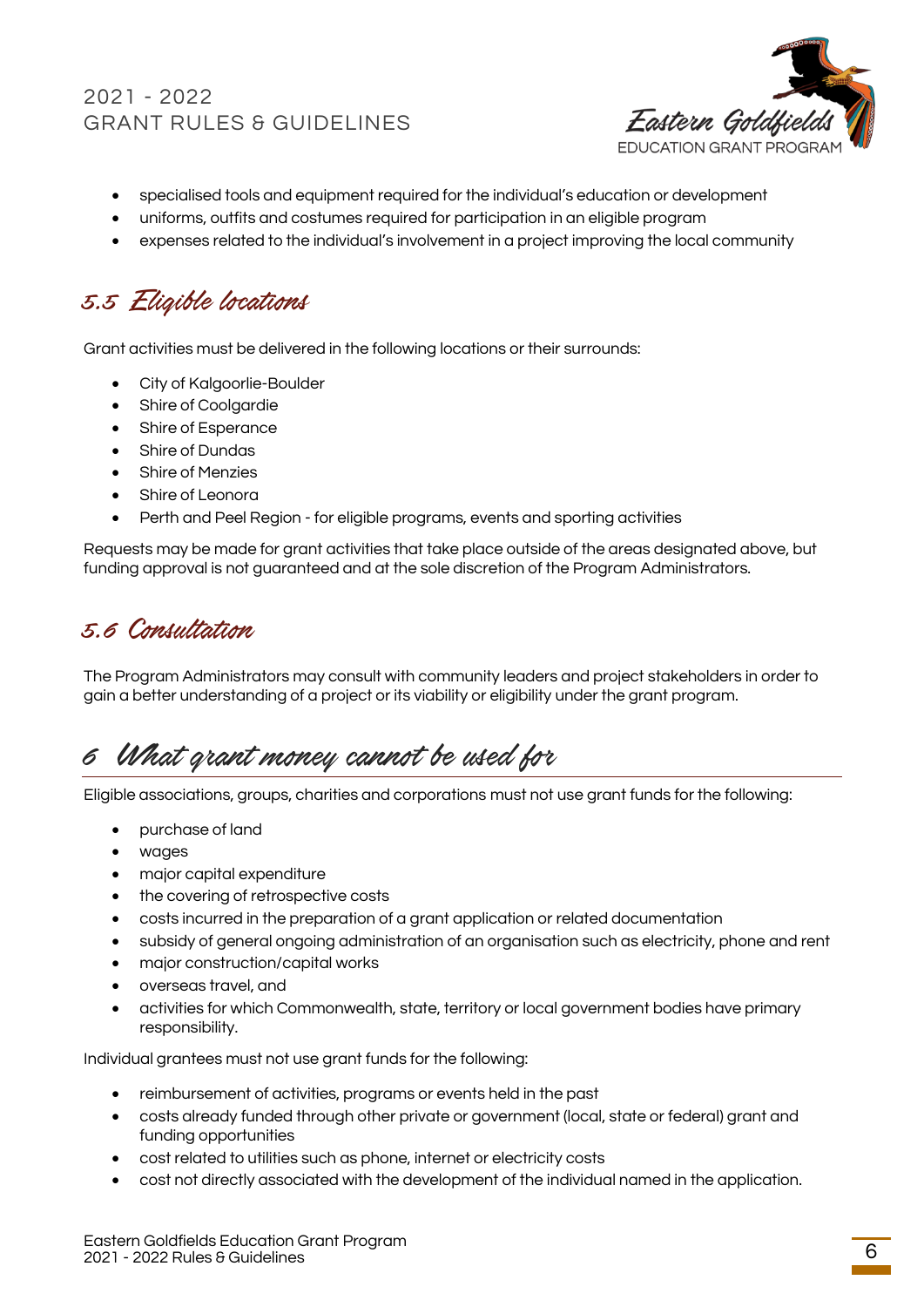- specialised tools and equipment required for the individual's education or development
- uniforms, outfits and costumes required for participation in an eligible program
- expenses related to the individual's involvement in a project improving the local community

## 5.5 Eligible locations

Grant activities must be delivered in the following locations or their surrounds:

- City of Kalgoorlie-Boulder
- Shire of Coolgardie
- Shire of Esperance
- Shire of Dundas
- Shire of Menzies
- Shire of Leonora
- Perth and Peel Region - for eligible programs, events and sporting activities

Requests may be made for grant activities that take place outside of the areas designated above, but funding approval is not guaranteed and at the sole discretion of the Program Administrators.

## 5.6 Consultation

The Program Administrators may consult with community leaders and project stakeholders in order to gain a better understanding of a project or its viability or eligibility under the grant program.

# 6 What grant money cannot be used for

Eligible associations, groups, charities and corporations must not use grant funds for the following:

- purchase of land
- wages
- major capital expenditure
- the covering of retrospective costs
- costs incurred in the preparation of a grant application or related documentation
- subsidy of general ongoing administration of an organisation such as electricity, phone and rent
- major construction/capital works
- overseas travel, and
- activities for which Commonwealth, state, territory or local government bodies have primary responsibility.

Individual grantees must not use grant funds for the following:

- reimbursement of activities, programs or events held in the past
- costs already funded through other private or government (local, state or federal) grant and funding opportunities
- cost related to utilities such as phone, internet or electricity costs
- cost not directly associated with the development of the individual named in the application.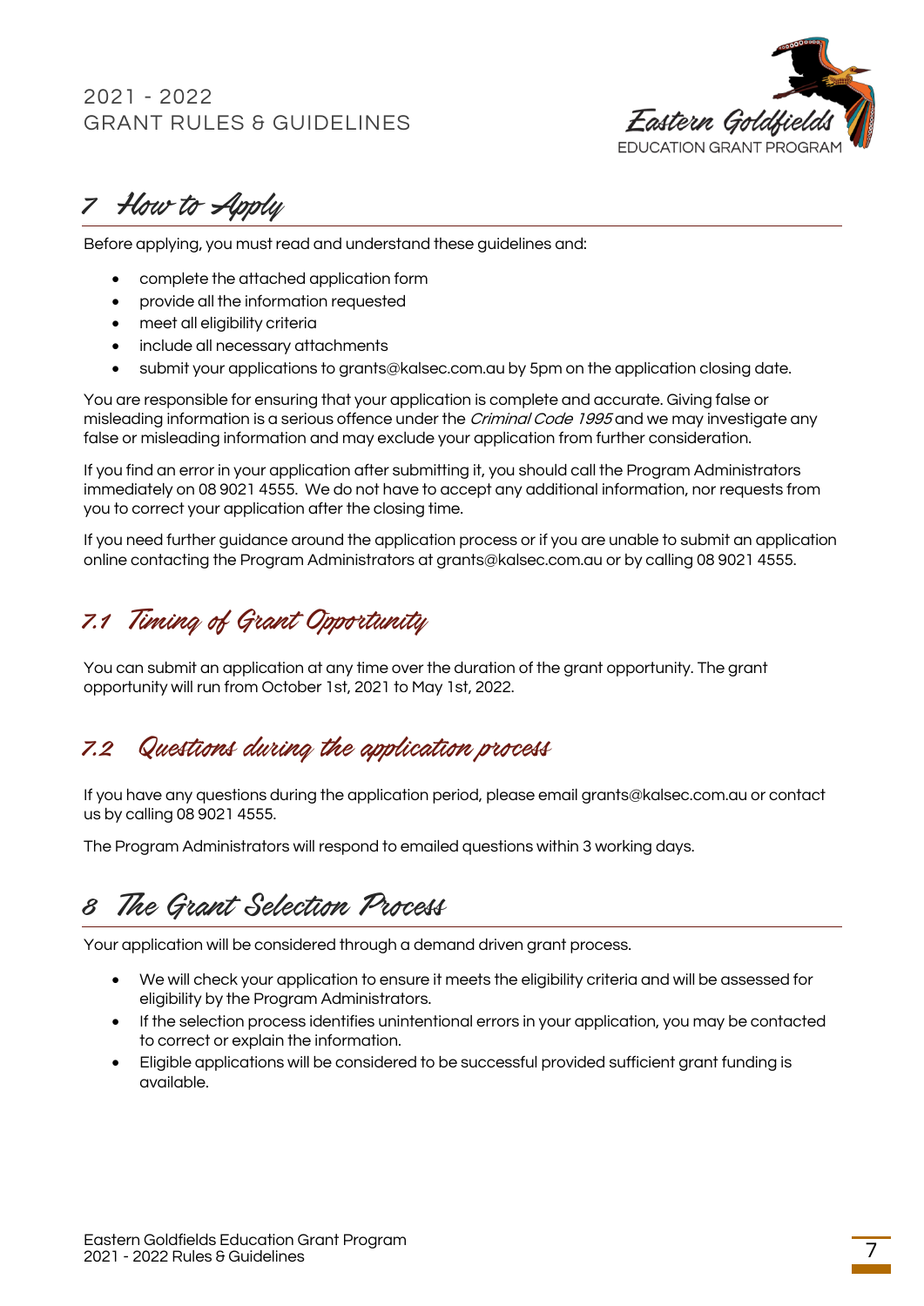# 7 How to Apply

Before applying, you must read and understand these guidelines and:

- complete the attached application form
- provide all the information requested
- meet all eligibility criteria
- include all necessary attachments
- submit your applications to grants@kalsec.com.au by 5pm on the application closing date.

You are responsible for ensuring that your application is complete and accurate. Giving false or misleading information is a serious offence under the *Criminal Code 1995* and we may investigate any false or misleading information and may exclude your application from further consideration.

If you find an error in your application after submitting it, you should call the Program Administrators immediately on 08 9021 4555. We do not have to accept any additional information, nor requests from you to correct your application after the closing time.

If you need further guidance around the application process or if you are unable to submit an application online contacting the Program Administrators at grants@kalsec.com.au or by calling 08 9021 4555.

## 7.1 Timing of Grant Opportunity

You can submit an application at any time over the duration of the grant opportunity. The grant opportunity will run from October 1st, 2021 to May 1st, 2022.

## 7.2 Questions during the application process

If you have any questions during the application period, please email grants@kalsec.com.au or contact us by calling 08 9021 4555.

The Program Administrators will respond to emailed questions within 3 working days.

# 8 The Grant Selection Process

Your application will be considered through a demand driven grant process.

- We will check your application to ensure it meets the eligibility criteria and will be assessed for eligibility by the Program Administrators.
- If the selection process identifies unintentional errors in your application, you may be contacted to correct or explain the information.
- Eligible applications will be considered to be successful provided sufficient grant funding is available.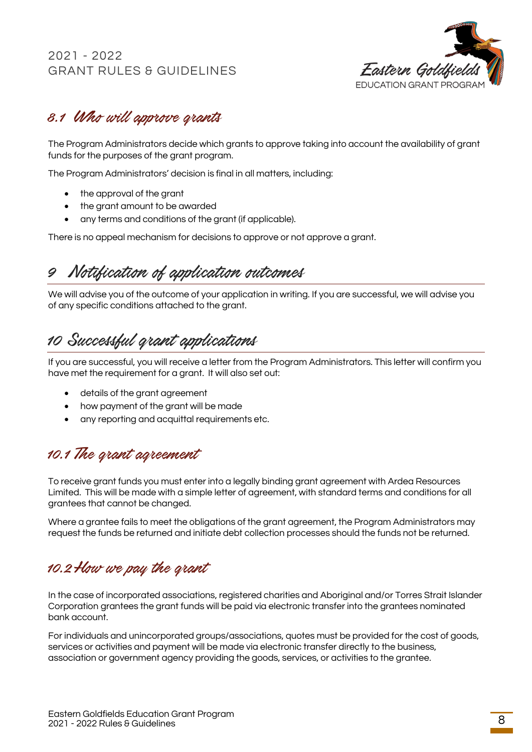### 8.1 Who will approve grants

The Program Administrators decide which grants to approve taking into account the availability of grant funds for the purposes of the grant program.

The Program Administrators' decision is final in all matters, including:

- the approval of the grant
- the grant amount to be awarded
- any terms and conditions of the grant (if applicable).

There is no appeal mechanism for decisions to approve or not approve a grant.

## 9 Notification of application outcomes

We will advise you of the outcome of your application in writing. If you are successful, we will advise you of any specific conditions attached to the grant.

## 10 Successful grant applications

If you are successful, you will receive a letter from the Program Administrators. This letter will confirm you have met the requirement for a grant. It will also set out:

- details of the grant agreement
- how payment of the grant will be made
- any reporting and acquittal requirements etc.

### 10.1 The grant agreement

To receive grant funds you must enter into a legally binding grant agreement with Ardea Resources Limited. This will be made with a simple letter of agreement, with standard terms and conditions for all grantees that cannot be changed.

Where a grantee fails to meet the obligations of the grant agreement, the Program Administrators may request the funds be returned and initiate debt collection processes should the funds not be returned.

### 10.2 How we pay the grant

In the case of incorporated associations, registered charities and Aboriginal and/or Torres Strait Islander Corporation grantees the grant funds will be paid via electronic transfer into the grantees nominated bank account.

For individuals and unincorporated groups/associations, quotes must be provided for the cost of goods, services or activities and payment will be made via electronic transfer directly to the business, association or government agency providing the goods, services, or activities to the grantee.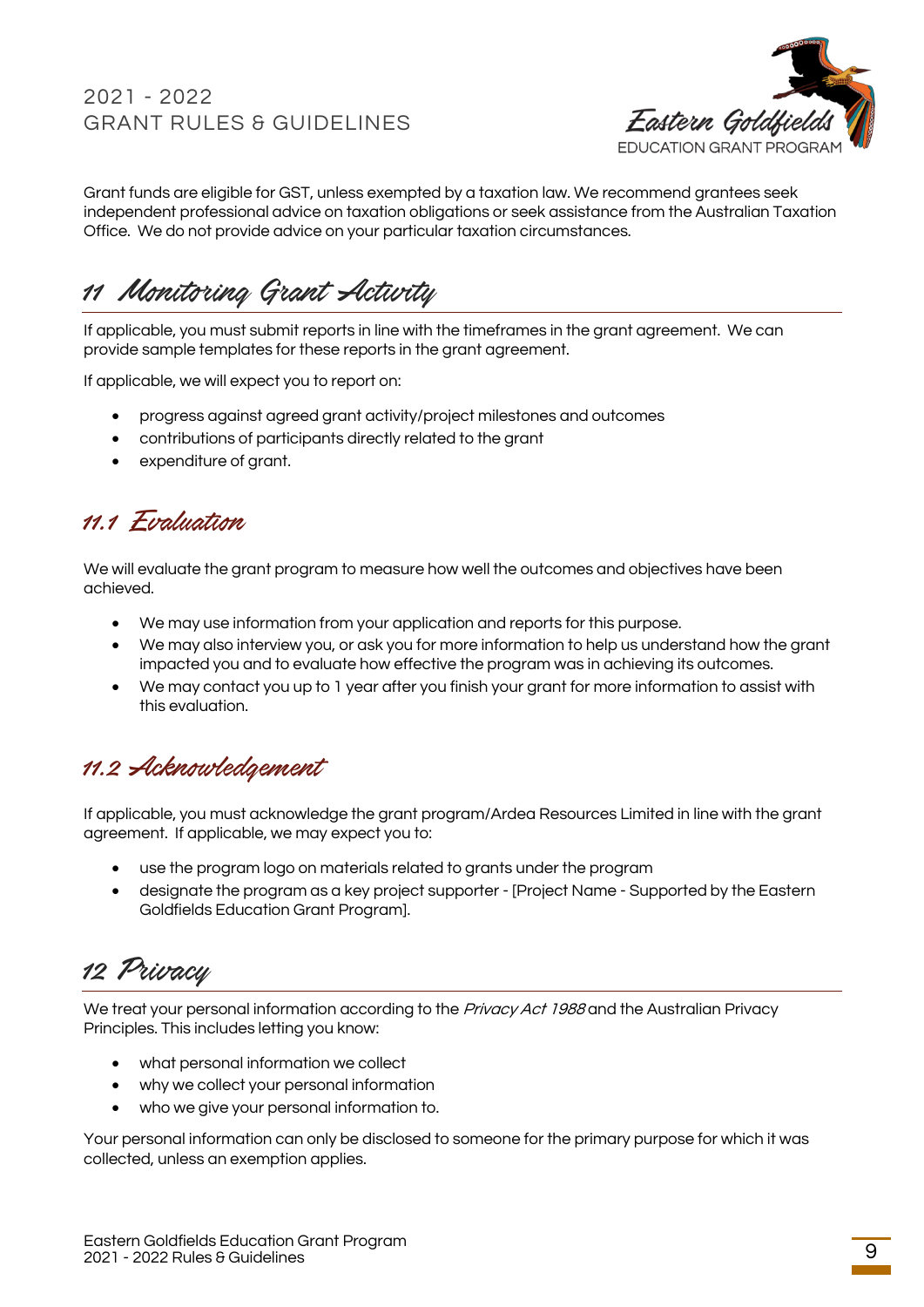Grant funds are eligible for GST, unless exempted by a taxation law. We recommend grantees seek independent professional advice on taxation obligations or seek assistance from the Australian Taxation Office. We do not provide advice on your particular taxation circumstances.

# 11 Monitoring Grant Activity

If applicable, you must submit reports in line with the timeframes in the grant agreement. We can provide sample templates for these reports in the grant agreement.

If applicable, we will expect you to report on:

- progress against agreed grant activity/project milestones and outcomes
- contributions of participants directly related to the grant
- expenditure of grant.

## 11.1 Evaluation

We will evaluate the grant program to measure how well the outcomes and objectives have been achieved.

- We may use information from your application and reports for this purpose.
- We may also interview you, or ask you for more information to help us understand how the grant impacted you and to evaluate how effective the program was in achieving its outcomes.
- We may contact you up to 1 year after you finish your grant for more information to assist with this evaluation.

## 11.2 Acknowledgement

If applicable, you must acknowledge the grant program/Ardea Resources Limited in line with the grant agreement. If applicable, we may expect you to:

- use the program logo on materials related to grants under the program
- designate the program as a key project supporter - [Project Name - Supported by the Eastern Goldfields Education Grant Program].

# 12 Privacy

We treat your personal information according to the *Privacy Act 1988* and the Australian Privacy Principles. This includes letting you know:

- what personal information we collect
- why we collect your personal information
- who we give your personal information to.

Your personal information can only be disclosed to someone for the primary purpose for which it was collected, unless an exemption applies.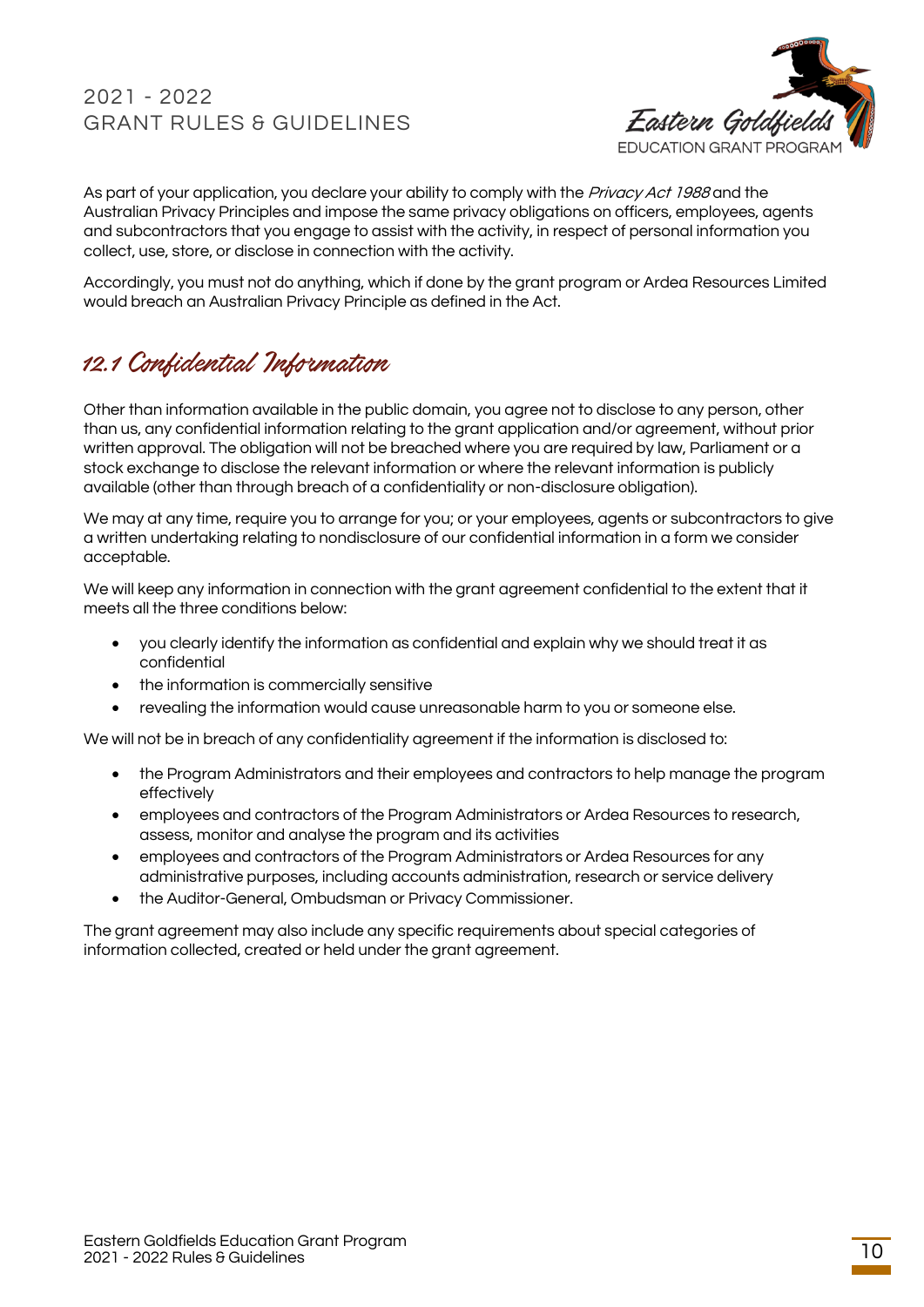As part of your application, you declare your ability to comply with the *Privacy Act 1988* and the Australian Privacy Principles and impose the same privacy obligations on officers, employees, agents and subcontractors that you engage to assist with the activity, in respect of personal information you collect, use, store, or disclose in connection with the activity.

Accordingly, you must not do anything, which if done by the grant program or Ardea Resources Limited would breach an Australian Privacy Principle as defined in the Act.

## 12.1 Confidential Information

Other than information available in the public domain, you agree not to disclose to any person, other than us, any confidential information relating to the grant application and/or agreement, without prior written approval. The obligation will not be breached where you are required by law, Parliament or a stock exchange to disclose the relevant information or where the relevant information is publicly available (other than through breach of a confidentiality or non-disclosure obligation).

We may at any time, require you to arrange for you; or your employees, agents or subcontractors to give a written undertaking relating to nondisclosure of our confidential information in a form we consider acceptable.

We will keep any information in connection with the grant agreement confidential to the extent that it meets all the three conditions below:

- you clearly identify the information as confidential and explain why we should treat it as confidential
- the information is commercially sensitive
- revealing the information would cause unreasonable harm to you or someone else.

We will not be in breach of any confidentiality agreement if the information is disclosed to:

- the Program Administrators and their employees and contractors to help manage the program effectively
- employees and contractors of the Program Administrators or Ardea Resources to research, assess, monitor and analyse the program and its activities
- employees and contractors of the Program Administrators or Ardea Resources for any administrative purposes, including accounts administration, research or service delivery
- the Auditor-General, Ombudsman or Privacy Commissioner.

The grant agreement may also include any specific requirements about special categories of information collected, created or held under the grant agreement.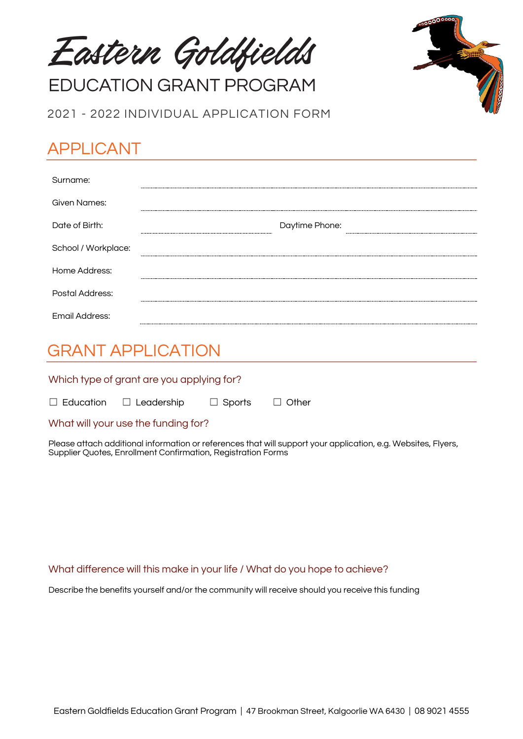# Eastern Goldfields

EDUCATION GRANT PROGRAM

2021 - 2022 INDIVIDUAL APPLICATION FORM

## APPLICANT

Surname: ............................................................

Given Names: ............................................................

Date of Birth: ........................................ Daytime Phone: ........................................

School / Workplace: ............................................................

Home Address: ............................................................

Postal Address: ............................................................

Email Address: ............................................................

## GRANT APPLICATION

### Which type of grant are you applying for?

☐ Education ☐ Leadership ☐ Sports ☐ Other

### What will your use the funding for?

Please attach additional information or references that will support your application, e.g. Websites, Flyers, Supplier Quotes, Enrollment Confirmation, Registration Forms

### What difference will this make in your life / What do you hope to achieve?

Describe the benefits yourself and/or the community will receive should you receive this funding

Eastern Goldfields Education Grant Program | 47 Brookman Street, Kalgoorlie WA 6430 | 08 9021 4555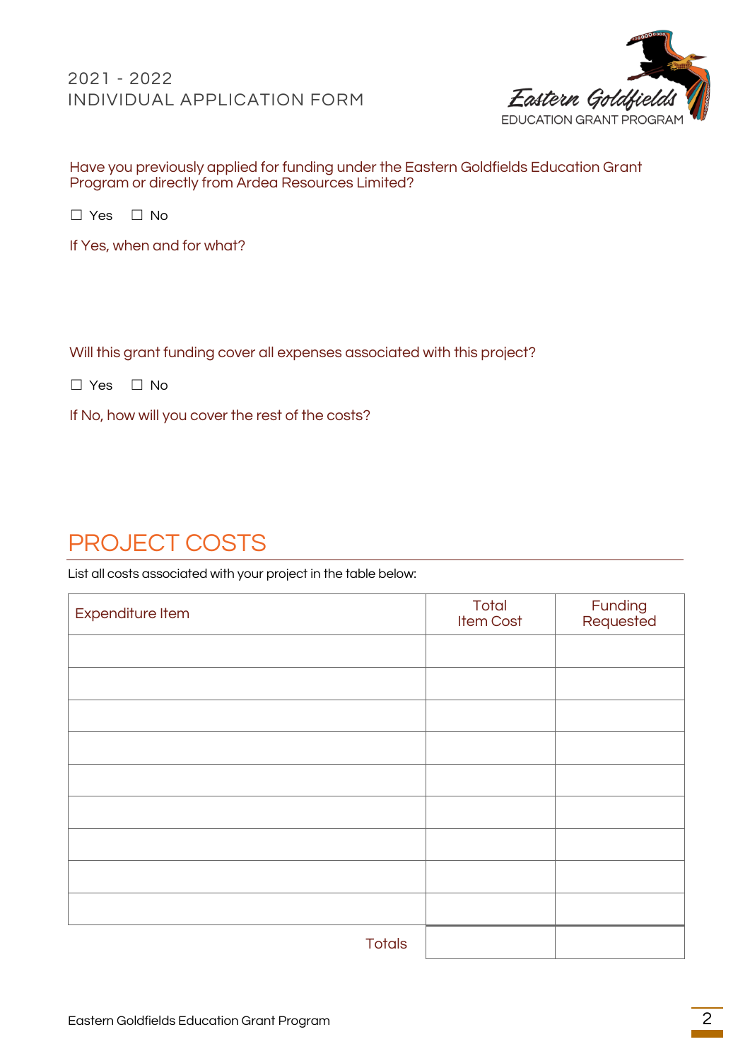2021 - 2022
INDIVIDUAL APPLICATION FORM

Eastern Goldfields
EDUCATION GRANT PROGRAM

Have you previously applied for funding under the Eastern Goldfields Education Grant Program or directly from Ardea Resources Limited?

☐ Yes ☐ No

If Yes, when and for what?

Will this grant funding cover all expenses associated with this project?

☐ Yes ☐ No

If No, how will you cover the rest of the costs?

## PROJECT COSTS

List all costs associated with your project in the table below:

| Expenditure Item | Total Item Cost | Funding Requested |
| --- | --- | --- |
| | | |
| | | |
| | | |
| | | |
| | | |
| | | |
| | | |
| | | |
| | | |
| Totals | | |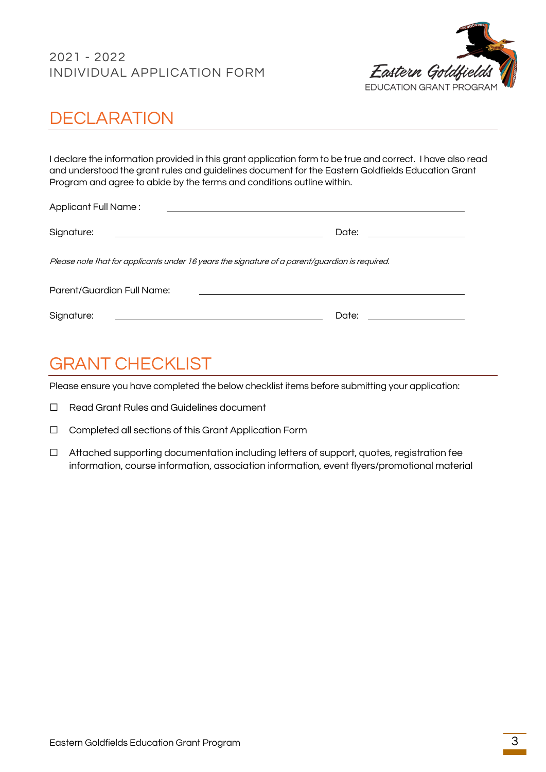2021 - 2022
INDIVIDUAL APPLICATION FORM

# DECLARATION

I declare the information provided in this grant application form to be true and correct. I have also read and understood the grant rules and guidelines document for the Eastern Goldfields Education Grant Program and agree to abide by the terms and conditions outline within.

Applicant Full Name : ______________________________

Signature: ______________________________ Date: ______________

*Please note that for applicants under 16 years the signature of a parent/guardian is required.*

Parent/Guardian Full Name: ______________________________

Signature: ______________________________ Date: ______________

# GRANT CHECKLIST

Please ensure you have completed the below checklist items before submitting your application:

☐ Read Grant Rules and Guidelines document

☐ Completed all sections of this Grant Application Form

☐ Attached supporting documentation including letters of support, quotes, registration fee information, course information, association information, event flyers/promotional material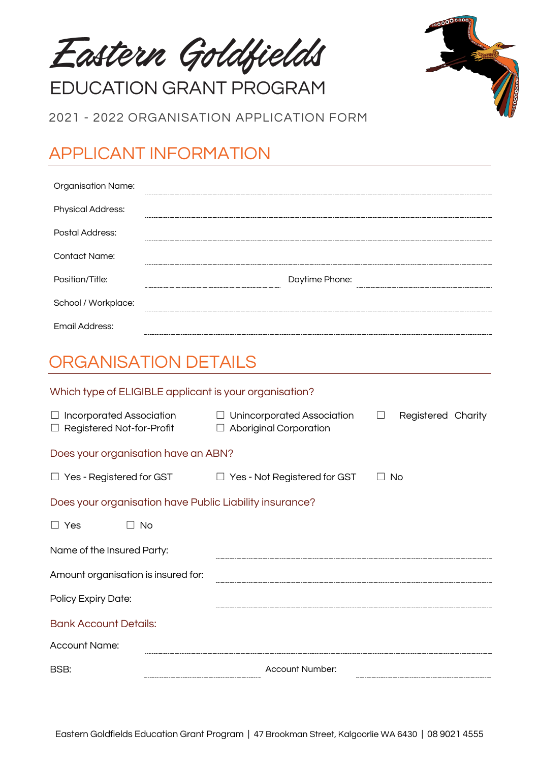# Eastern Goldfields

## EDUCATION GRANT PROGRAM

2021 - 2022 ORGANISATION APPLICATION FORM

## APPLICANT INFORMATION

Organisation Name: ..............................................................

Physical Address: ..............................................................

Postal Address: ..............................................................

Contact Name: ..............................................................

Position/Title: .............................. Daytime Phone: ..............................

School / Workplace: ..............................................................

Email Address: ..............................................................

## ORGANISATION DETAILS

Which type of ELIGIBLE applicant is your organisation?

☐ Incorporated Association ☐ Unincorporated Association ☐ Registered Charity
☐ Registered Not-for-Profit ☐ Aboriginal Corporation

Does your organisation have an ABN?

☐ Yes - Registered for GST ☐ Yes - Not Registered for GST ☐ No

Does your organisation have Public Liability insurance?

☐ Yes ☐ No

Name of the Insured Party: ..............................................................

Amount organisation is insured for: ..............................................................

Policy Expiry Date: ..............................................................

Bank Account Details:

Account Name: ..............................................................

BSB: .............................. Account Number: ..............................

Eastern Goldfields Education Grant Program | 47 Brookman Street, Kalgoorlie WA 6430 | 08 9021 4555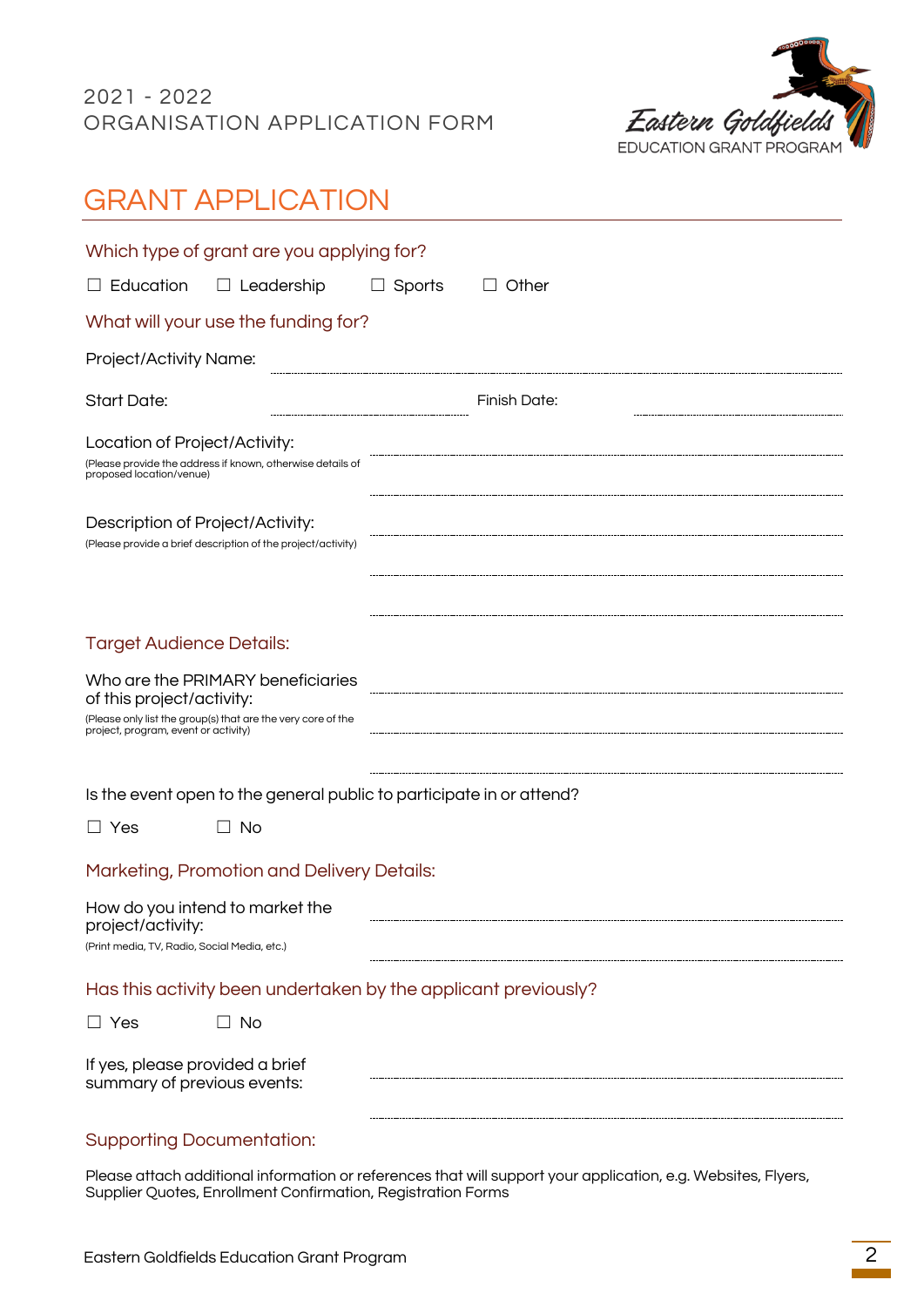2021 - 2022
ORGANISATION APPLICATION FORM

Eastern Goldfields
EDUCATION GRANT PROGRAM

# GRANT APPLICATION

## Which type of grant are you applying for?

☐ Education ☐ Leadership ☐ Sports ☐ Other

## What will your use the funding for?

Project/Activity Name: ..............................

Start Date: .............................. Finish Date: ..............................

Location of Project/Activity:
(Please provide the address if known, otherwise details of proposed location/venue)
..............................
..............................

Description of Project/Activity:
(Please provide a brief description of the project/activity)
..............................
..............................
..............................

## Target Audience Details:

Who are the PRIMARY beneficiaries of this project/activity:
(Please only list the group(s) that are the very core of the project, program, event or activity)
..............................
..............................
..............................

Is the event open to the general public to participate in or attend?

☐ Yes ☐ No

## Marketing, Promotion and Delivery Details:

How do you intend to market the project/activity:
(Print media, TV, Radio, Social Media, etc.)
..............................
..............................

## Has this activity been undertaken by the applicant previously?

☐ Yes ☐ No

If yes, please provided a brief summary of previous events:
..............................
..............................

## Supporting Documentation:

Please attach additional information or references that will support your application, e.g. Websites, Flyers, Supplier Quotes, Enrollment Confirmation, Registration Forms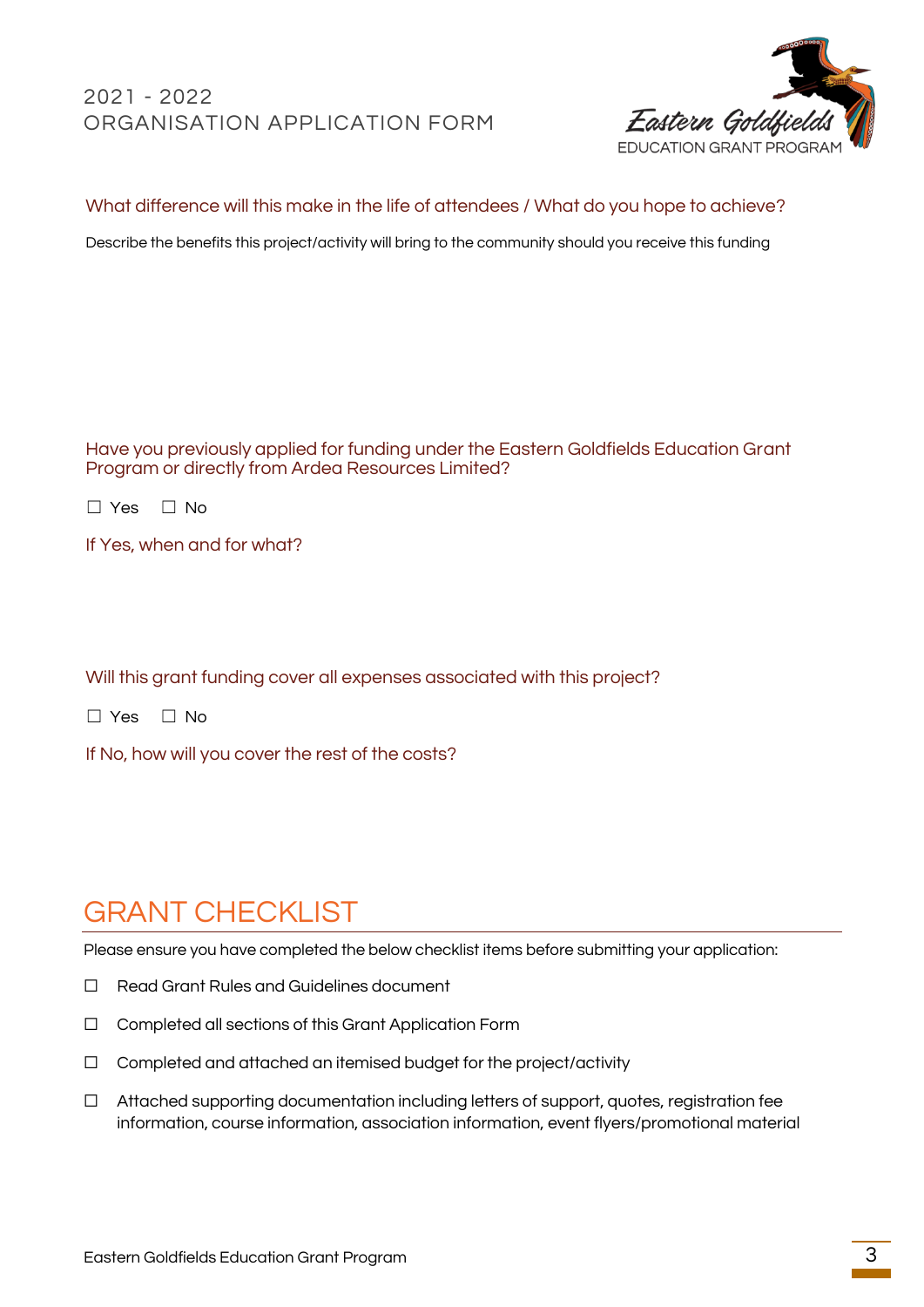### What difference will this make in the life of attendees / What do you hope to achieve?

Describe the benefits this project/activity will bring to the community should you receive this funding

### Have you previously applied for funding under the Eastern Goldfields Education Grant Program or directly from Ardea Resources Limited?

☐ Yes ☐ No

### If Yes, when and for what?

### Will this grant funding cover all expenses associated with this project?

☐ Yes ☐ No

### If No, how will you cover the rest of the costs?

## GRANT CHECKLIST

Please ensure you have completed the below checklist items before submitting your application:

☐ Read Grant Rules and Guidelines document

☐ Completed all sections of this Grant Application Form

☐ Completed and attached an itemised budget for the project/activity

☐ Attached supporting documentation including letters of support, quotes, registration fee information, course information, association information, event flyers/promotional material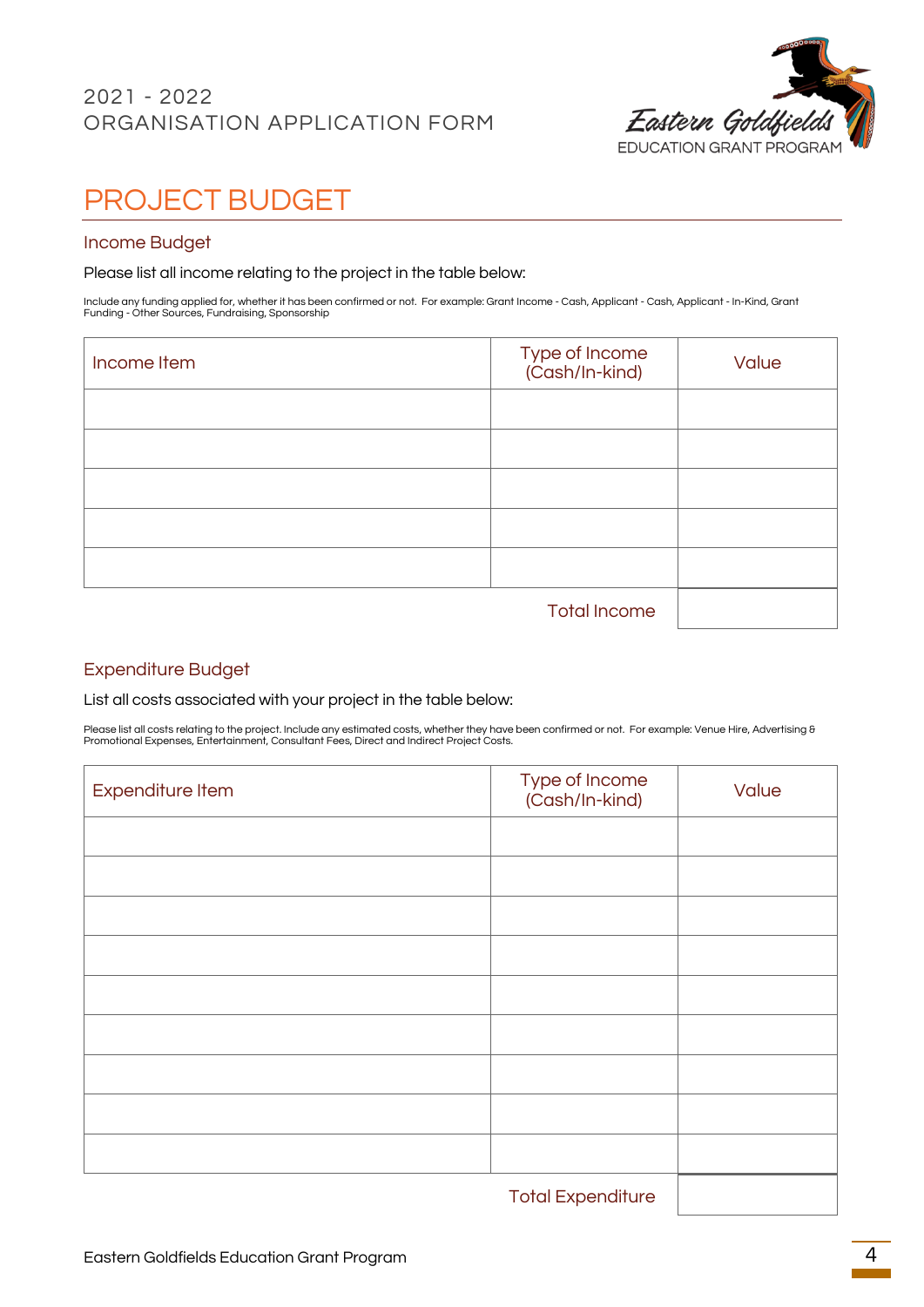2021 - 2022
ORGANISATION APPLICATION FORM

# PROJECT BUDGET

## Income Budget

Please list all income relating to the project in the table below:

Include any funding applied for, whether it has been confirmed or not. For example: Grant Income - Cash, Applicant - Cash, Applicant - In-Kind, Grant Funding - Other Sources, Fundraising, Sponsorship

| Income Item | Type of Income (Cash/In-kind) | Value |
|---|---|---|
| | | |
| | | |
| | | |
| | | |
| | | |
| | Total Income | |

## Expenditure Budget

List all costs associated with your project in the table below:

Please list all costs relating to the project. Include any estimated costs, whether they have been confirmed or not. For example: Venue Hire, Advertising & Promotional Expenses, Entertainment, Consultant Fees, Direct and Indirect Project Costs.

| Expenditure Item | Type of Income (Cash/In-kind) | Value |
|---|---|---|
| | | |
| | | |
| | | |
| | | |
| | | |
| | | |
| | | |
| | | |
| | | |
| | Total Expenditure | |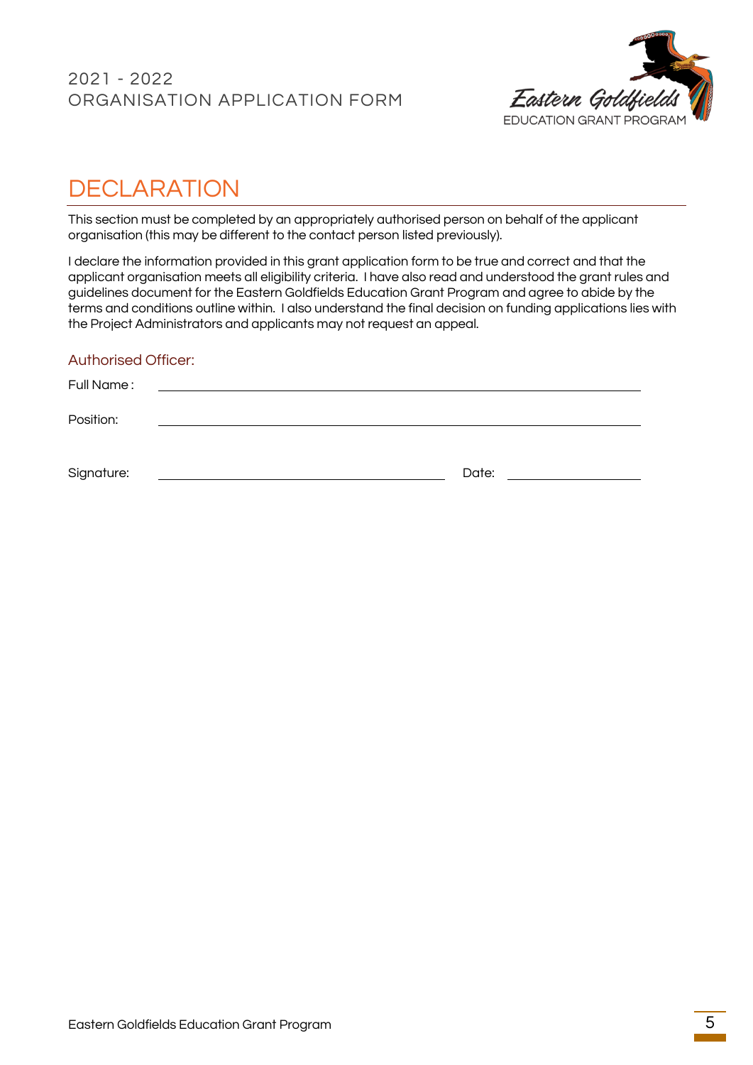2021 - 2022
ORGANISATION APPLICATION FORM

## DECLARATION

This section must be completed by an appropriately authorised person on behalf of the applicant organisation (this may be different to the contact person listed previously).

I declare the information provided in this grant application form to be true and correct and that the applicant organisation meets all eligibility criteria. I have also read and understood the grant rules and guidelines document for the Eastern Goldfields Education Grant Program and agree to abide by the terms and conditions outline within. I also understand the final decision on funding applications lies with the Project Administrators and applicants may not request an appeal.

### Authorised Officer:

Full Name : ______________________________________________

Position: ______________________________________________

Signature: ____________________________ Date: ______________